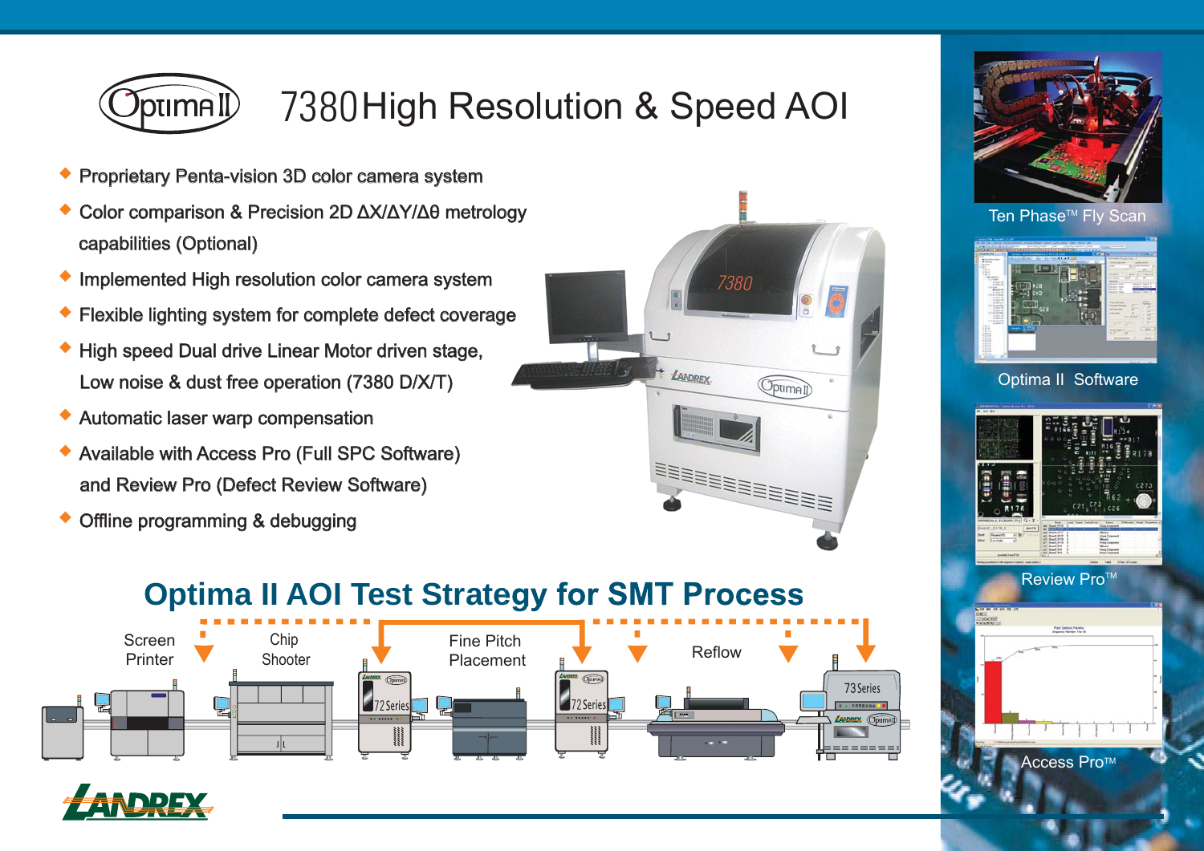# Optima II 7380 High Resolution & Speed AOI

- Proprietary Penta-vision 3D color camera system
- Color comparison & Precision 2D ΔX/ΔY/Δθ metrology capabilities (Optional)
- Implemented High resolution color camera system
- Flexible lighting system for complete defect coverage
- High speed Dual drive Linear Motor driven stage, Low noise & dust free operation (7380 D/X/T)
- Automatic laser warp compensation
- Available with Access Pro (Full SPC Software) and Review Pro (Defect Review Software)
- Offline programming & debugging

Ten Phase™ Fly Scan

Optima II Software

Review Pro™

Access Pro™

## Optima II AOI Test Strategy for SMT Process

Screen Printer

Chip Shooter

Fine Pitch Placement

Reflow

72 Series

72 Series

73 Series

LANDREX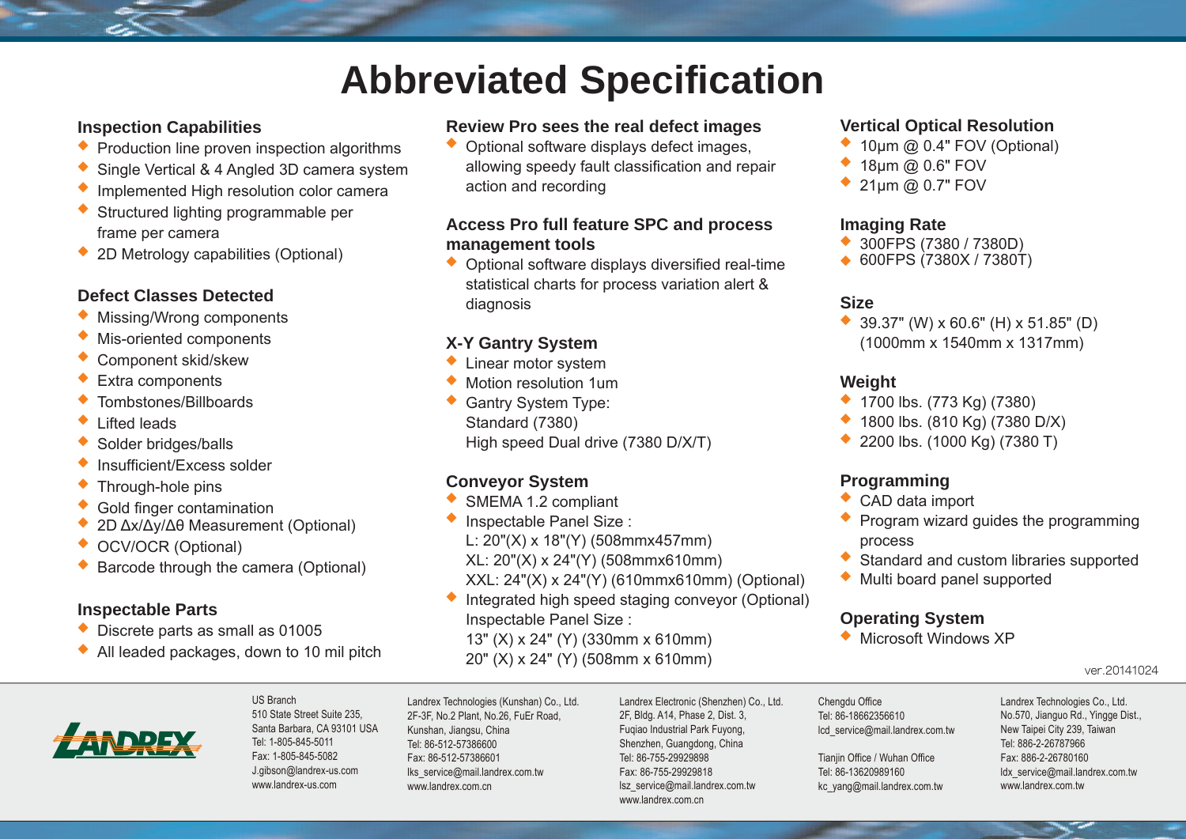# Abbreviated Specification

### Inspection Capabilities

- Production line proven inspection algorithms
- Single Vertical & 4 Angled 3D camera system
- Implemented High resolution color camera
- Structured lighting programmable per frame per camera
- 2D Metrology capabilities (Optional)

### Defect Classes Detected

- Missing/Wrong components
- Mis-oriented components
- Component skid/skew
- Extra components
- Tombstones/Billboards
- Lifted leads
- Solder bridges/balls
- Insufficient/Excess solder
- Through-hole pins
- Gold finger contamination
- 2D $\Delta x/\Delta y/\Delta \theta$ Measurement (Optional)
- OCV/OCR (Optional)
- Barcode through the camera (Optional)

### Inspectable Parts

- Discrete parts as small as 01005
- All leaded packages, down to 10 mil pitch

### Review Pro sees the real defect images

- Optional software displays defect images, allowing speedy fault classification and repair action and recording

### Access Pro full feature SPC and process management tools

- Optional software displays diversified real-time statistical charts for process variation alert & diagnosis

### X-Y Gantry System

- Linear motor system
- Motion resolution 1um
- Gantry System Type:
  Standard (7380)
  High speed Dual drive (7380 D/X/T)

### Conveyor System

- SMEMA 1.2 compliant
- Inspectable Panel Size :
  L: 20"(X) x 18"(Y) (508mmx457mm)
  XL: 20"(X) x 24"(Y) (508mmx610mm)
  XXL: 24"(X) x 24"(Y) (610mmx610mm) (Optional)
- Integrated high speed staging conveyor (Optional)
  Inspectable Panel Size :
  13" (X) x 24" (Y) (330mm x 610mm)
  20" (X) x 24" (Y) (508mm x 610mm)

### Vertical Optical Resolution

- 10µm @ 0.4" FOV (Optional)
- 18µm @ 0.6" FOV
- 21µm @ 0.7" FOV

### Imaging Rate

- 300FPS (7380 / 7380D)
- 600FPS (7380X / 7380T)

### Size

- 39.37" (W) x 60.6" (H) x 51.85" (D) (1000mm x 1540mm x 1317mm)

### Weight

- 1700 lbs. (773 Kg) (7380)
- 1800 lbs. (810 Kg) (7380 D/X)
- 2200 lbs. (1000 Kg) (7380 T)

### Programming

- CAD data import
- Program wizard guides the programming process
- Standard and custom libraries supported
- Multi board panel supported

### Operating System

- Microsoft Windows XP

ver.20141024

LANDREX

US Branch
510 State Street Suite 235,
Santa Barbara, CA 93101 USA
Tel: 1-805-845-5011
Fax: 1-805-845-5082
J.gibson@landrex-us.com
www.landrex-us.com

Landrex Technologies (Kunshan) Co., Ltd.
2F-3F, No.2 Plant, No.26, FuEr Road,
Kunshan, Jiangsu, China
Tel: 86-512-57386600
Fax: 86-512-57386601
lks_service@mail.landrex.com.tw
www.landrex.com.cn

Landrex Electronic (Shenzhen) Co., Ltd.
2F, Bldg. A14, Phase 2, Dist. 3,
Fuqiao Industrial Park Fuyong,
Shenzhen, Guangdong, China
Tel: 86-755-29929898
Fax: 86-755-29929818
lsz_service@mail.landrex.com.tw
www.landrex.com.cn

Chengdu Office
Tel: 86-18662356610
lcd_service@mail.landrex.com.tw

Tianjin Office / Wuhan Office
Tel: 86-13620989160
kc_yang@mail.landrex.com.tw

Landrex Technologies Co., Ltd.
No.570, Jianguo Rd., Yingge Dist.,
New Taipei City 239, Taiwan
Tel: 886-2-26787966
Fax: 886-2-26780160
ldx_service@mail.landrex.com.tw
www.landrex.com.tw